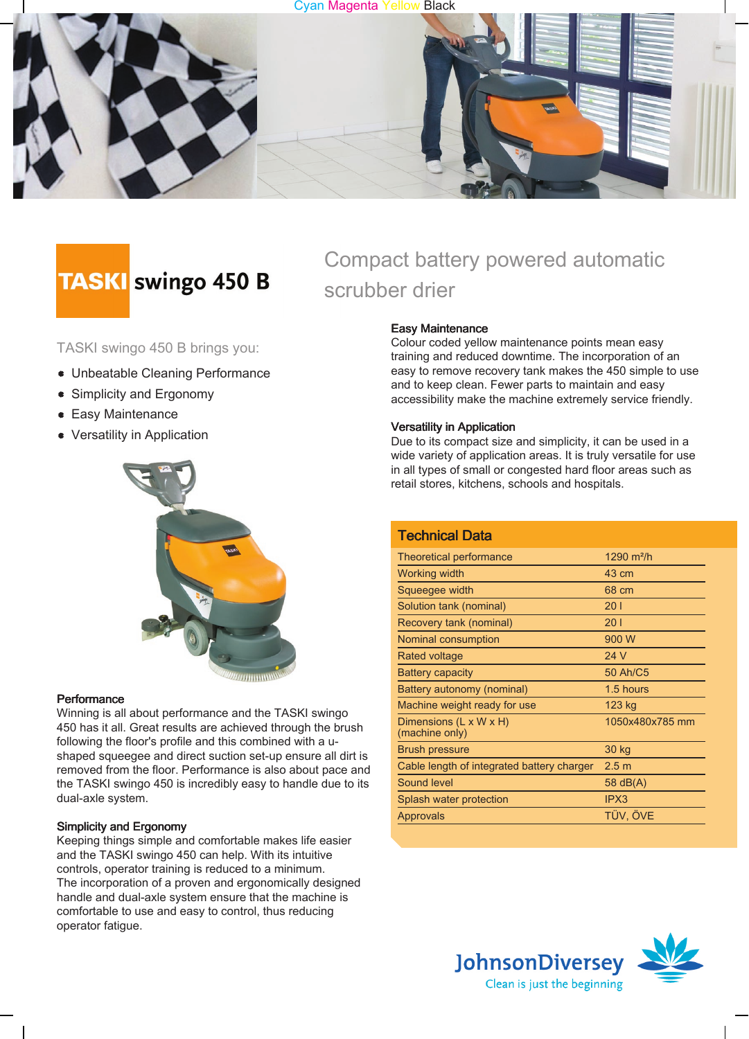# TASKI swingo 450 B

## Compact battery powered automatic scrubber drier

TASKI swingo 450 B brings you:

- Unbeatable Cleaning Performance
- Simplicity and Ergonomy
- Easy Maintenance
- Versatility in Application

### Performance

Winning is all about performance and the TASKI swingo 450 has it all. Great results are achieved through the brush following the floor's profile and this combined with a u-shaped squeegee and direct suction set-up ensure all dirt is removed from the floor. Performance is also about pace and the TASKI swingo 450 is incredibly easy to handle due to its dual-axle system.

### Simplicity and Ergonomy

Keeping things simple and comfortable makes life easier and the TASKI swingo 450 can help. With its intuitive controls, operator training is reduced to a minimum.
The incorporation of a proven and ergonomically designed handle and dual-axle system ensure that the machine is comfortable to use and easy to control, thus reducing operator fatigue.

### Easy Maintenance

Colour coded yellow maintenance points mean easy training and reduced downtime. The incorporation of an easy to remove recovery tank makes the 450 simple to use and to keep clean. Fewer parts to maintain and easy accessibility make the machine extremely service friendly.

### Versatility in Application

Due to its compact size and simplicity, it can be used in a wide variety of application areas. It is truly versatile for use in all types of small or congested hard floor areas such as retail stores, kitchens, schools and hospitals.

### Technical Data

| | |
|---|---|
| Theoretical performance | 1290 m²/h |
| Working width | 43 cm |
| Squeegee width | 68 cm |
| Solution tank (nominal) | 20 l |
| Recovery tank (nominal) | 20 l |
| Nominal consumption | 900 W |
| Rated voltage | 24 V |
| Battery capacity | 50 Ah/C5 |
| Battery autonomy (nominal) | 1.5 hours |
| Machine weight ready for use | 123 kg |
| Dimensions (L x W x H) (machine only) | 1050x480x785 mm |
| Brush pressure | 30 kg |
| Cable length of integrated battery charger | 2.5 m |
| Sound level | 58 dB(A) |
| Splash water protection | IPX3 |
| Approvals | TÜV, ÖVE |

JohnsonDiversey
Clean is just the beginning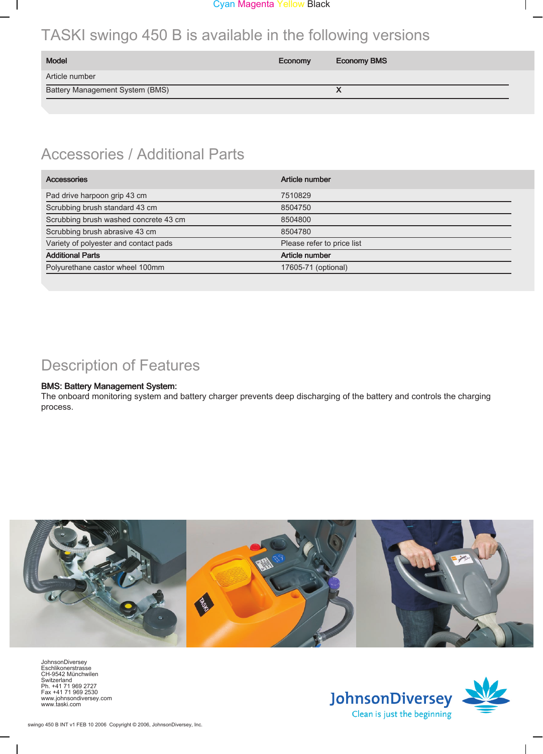# TASKI swingo 450 B is available in the following versions

| Model | Economy | Economy BMS |
|---|---|---|
| Article number | | |
| Battery Management System (BMS) | | X |

# Accessories / Additional Parts

| Accessories | Article number |
|---|---|
| Pad drive harpoon grip 43 cm | 7510829 |
| Scrubbing brush standard 43 cm | 8504750 |
| Scrubbing brush washed concrete 43 cm | 8504800 |
| Scrubbing brush abrasive 43 cm | 8504780 |
| Variety of polyester and contact pads | Please refer to price list |
| **Additional Parts** | **Article number** |
| Polyurethane castor wheel 100mm | 17605-71 (optional) |

# Description of Features

**BMS: Battery Management System:**
The onboard monitoring system and battery charger prevents deep discharging of the battery and controls the charging process.

JohnsonDiversey
Eschlikonerstrasse
CH-9542 Münchwilen
Switzerland
Ph. +41 71 969 2727
Fax +41 71 969 2530
www.johnsondiversey.com
www.taski.com

JohnsonDiversey
Clean is just the beginning

swingo 450 B INT v1 FEB 10 2006 Copyright © 2006, JohnsonDiversey, Inc.